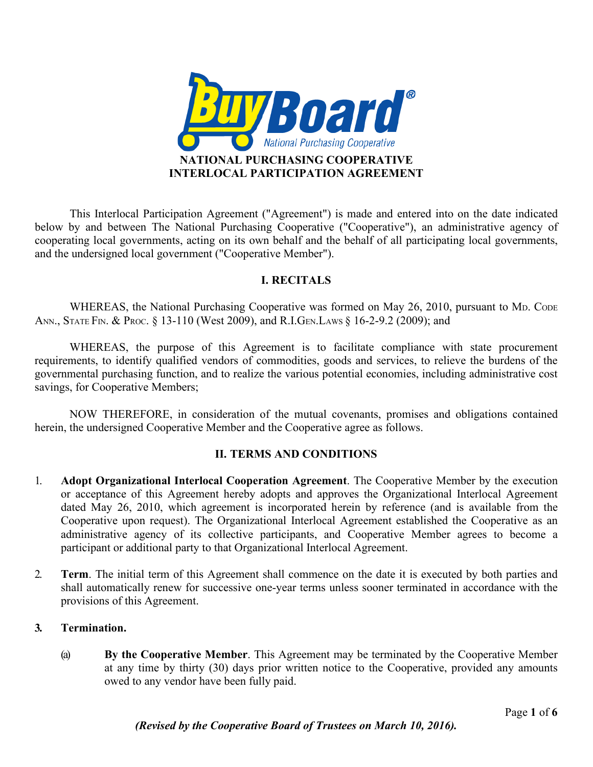# NATIONAL PURCHASING COOPERATIVE INTERLOCAL PARTICIPATION AGREEMENT

This Interlocal Participation Agreement ("Agreement") is made and entered into on the date indicated below by and between The National Purchasing Cooperative ("Cooperative"), an administrative agency of cooperating local governments, acting on its own behalf and the behalf of all participating local governments, and the undersigned local government ("Cooperative Member").

## I. RECITALS

WHEREAS, the National Purchasing Cooperative was formed on May 26, 2010, pursuant to MD. CODE ANN., STATE FIN. & PROC. § 13-110 (West 2009), and R.I.GEN.LAWS § 16-2-9.2 (2009); and

WHEREAS, the purpose of this Agreement is to facilitate compliance with state procurement requirements, to identify qualified vendors of commodities, goods and services, to relieve the burdens of the governmental purchasing function, and to realize the various potential economies, including administrative cost savings, for Cooperative Members;

NOW THEREFORE, in consideration of the mutual covenants, promises and obligations contained herein, the undersigned Cooperative Member and the Cooperative agree as follows.

## II. TERMS AND CONDITIONS

1. **Adopt Organizational Interlocal Cooperation Agreement**. The Cooperative Member by the execution or acceptance of this Agreement hereby adopts and approves the Organizational Interlocal Agreement dated May 26, 2010, which agreement is incorporated herein by reference (and is available from the Cooperative upon request). The Organizational Interlocal Agreement established the Cooperative as an administrative agency of its collective participants, and Cooperative Member agrees to become a participant or additional party to that Organizational Interlocal Agreement.

2. **Term**. The initial term of this Agreement shall commence on the date it is executed by both parties and shall automatically renew for successive one-year terms unless sooner terminated in accordance with the provisions of this Agreement.

3. **Termination.**

   (a) **By the Cooperative Member**. This Agreement may be terminated by the Cooperative Member at any time by thirty (30) days prior written notice to the Cooperative, provided any amounts owed to any vendor have been fully paid.

*(Revised by the Cooperative Board of Trustees on March 10, 2016).*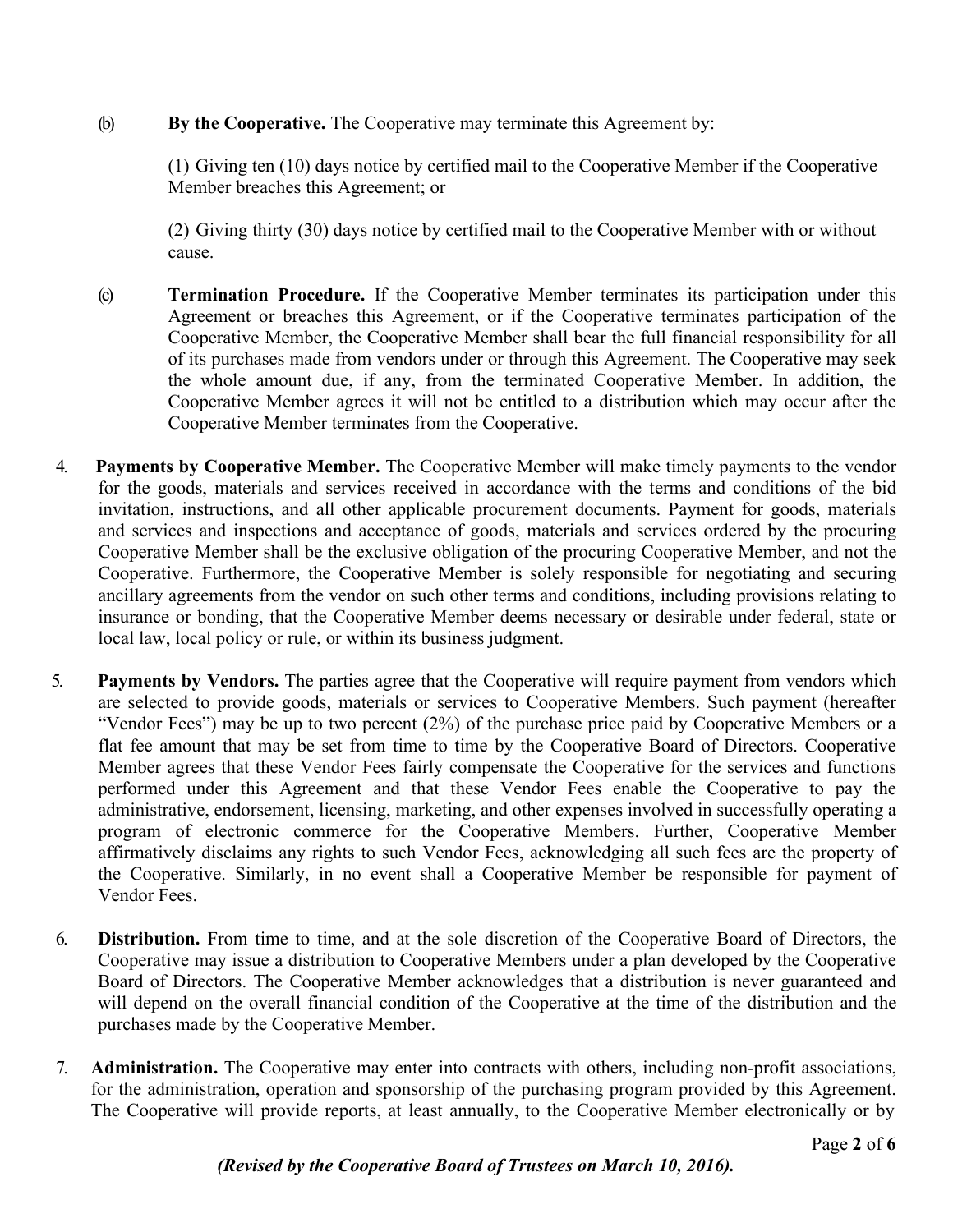(b) **By the Cooperative.** The Cooperative may terminate this Agreement by:

(1) Giving ten (10) days notice by certified mail to the Cooperative Member if the Cooperative Member breaches this Agreement; or

(2) Giving thirty (30) days notice by certified mail to the Cooperative Member with or without cause.

(c) **Termination Procedure.** If the Cooperative Member terminates its participation under this Agreement or breaches this Agreement, or if the Cooperative terminates participation of the Cooperative Member, the Cooperative Member shall bear the full financial responsibility for all of its purchases made from vendors under or through this Agreement. The Cooperative may seek the whole amount due, if any, from the terminated Cooperative Member. In addition, the Cooperative Member agrees it will not be entitled to a distribution which may occur after the Cooperative Member terminates from the Cooperative.

4. **Payments by Cooperative Member.** The Cooperative Member will make timely payments to the vendor for the goods, materials and services received in accordance with the terms and conditions of the bid invitation, instructions, and all other applicable procurement documents. Payment for goods, materials and services and inspections and acceptance of goods, materials and services ordered by the procuring Cooperative Member shall be the exclusive obligation of the procuring Cooperative Member, and not the Cooperative. Furthermore, the Cooperative Member is solely responsible for negotiating and securing ancillary agreements from the vendor on such other terms and conditions, including provisions relating to insurance or bonding, that the Cooperative Member deems necessary or desirable under federal, state or local law, local policy or rule, or within its business judgment.

5. **Payments by Vendors.** The parties agree that the Cooperative will require payment from vendors which are selected to provide goods, materials or services to Cooperative Members. Such payment (hereafter "Vendor Fees") may be up to two percent (2%) of the purchase price paid by Cooperative Members or a flat fee amount that may be set from time to time by the Cooperative Board of Directors. Cooperative Member agrees that these Vendor Fees fairly compensate the Cooperative for the services and functions performed under this Agreement and that these Vendor Fees enable the Cooperative to pay the administrative, endorsement, licensing, marketing, and other expenses involved in successfully operating a program of electronic commerce for the Cooperative Members. Further, Cooperative Member affirmatively disclaims any rights to such Vendor Fees, acknowledging all such fees are the property of the Cooperative. Similarly, in no event shall a Cooperative Member be responsible for payment of Vendor Fees.

6. **Distribution.** From time to time, and at the sole discretion of the Cooperative Board of Directors, the Cooperative may issue a distribution to Cooperative Members under a plan developed by the Cooperative Board of Directors. The Cooperative Member acknowledges that a distribution is never guaranteed and will depend on the overall financial condition of the Cooperative at the time of the distribution and the purchases made by the Cooperative Member.

7. **Administration.** The Cooperative may enter into contracts with others, including non-profit associations, for the administration, operation and sponsorship of the purchasing program provided by this Agreement. The Cooperative will provide reports, at least annually, to the Cooperative Member electronically or by

***(Revised by the Cooperative Board of Trustees on March 10, 2016).***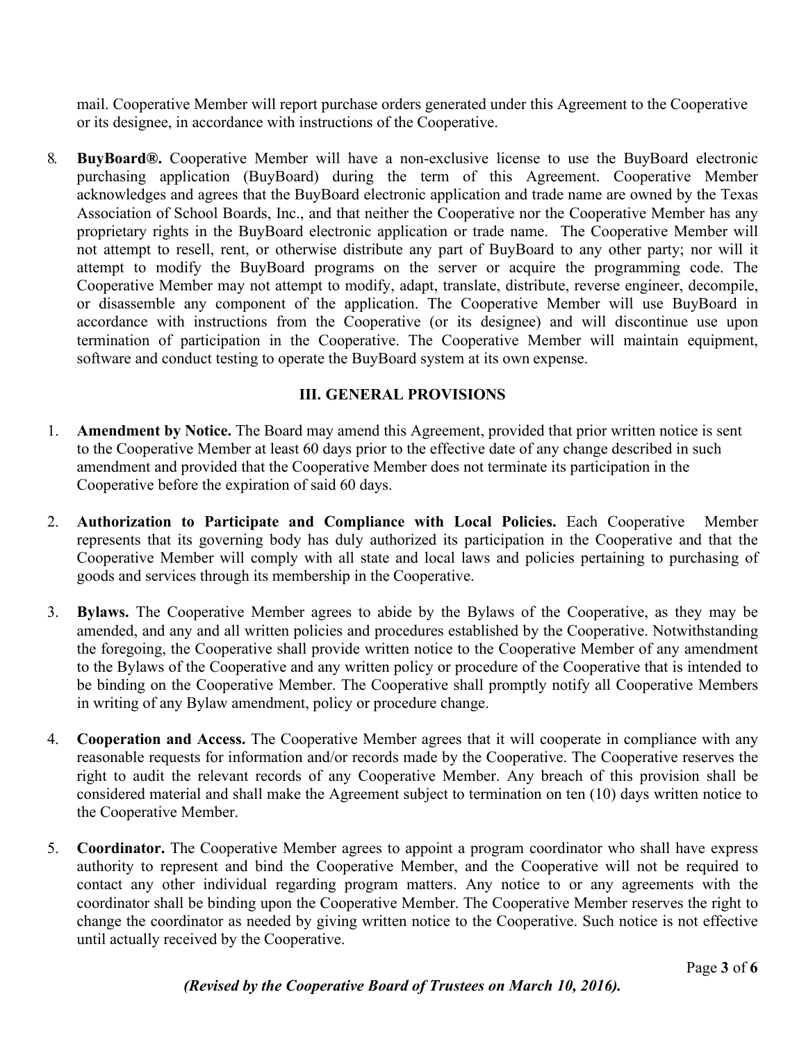mail. Cooperative Member will report purchase orders generated under this Agreement to the Cooperative or its designee, in accordance with instructions of the Cooperative.

8. **BuyBoard®.** Cooperative Member will have a non-exclusive license to use the BuyBoard electronic purchasing application (BuyBoard) during the term of this Agreement. Cooperative Member acknowledges and agrees that the BuyBoard electronic application and trade name are owned by the Texas Association of School Boards, Inc., and that neither the Cooperative nor the Cooperative Member has any proprietary rights in the BuyBoard electronic application or trade name. The Cooperative Member will not attempt to resell, rent, or otherwise distribute any part of BuyBoard to any other party; nor will it attempt to modify the BuyBoard programs on the server or acquire the programming code. The Cooperative Member may not attempt to modify, adapt, translate, distribute, reverse engineer, decompile, or disassemble any component of the application. The Cooperative Member will use BuyBoard in accordance with instructions from the Cooperative (or its designee) and will discontinue use upon termination of participation in the Cooperative. The Cooperative Member will maintain equipment, software and conduct testing to operate the BuyBoard system at its own expense.

## III. GENERAL PROVISIONS

1. **Amendment by Notice.** The Board may amend this Agreement, provided that prior written notice is sent to the Cooperative Member at least 60 days prior to the effective date of any change described in such amendment and provided that the Cooperative Member does not terminate its participation in the Cooperative before the expiration of said 60 days.

2. **Authorization to Participate and Compliance with Local Policies.** Each Cooperative Member represents that its governing body has duly authorized its participation in the Cooperative and that the Cooperative Member will comply with all state and local laws and policies pertaining to purchasing of goods and services through its membership in the Cooperative.

3. **Bylaws.** The Cooperative Member agrees to abide by the Bylaws of the Cooperative, as they may be amended, and any and all written policies and procedures established by the Cooperative. Notwithstanding the foregoing, the Cooperative shall provide written notice to the Cooperative Member of any amendment to the Bylaws of the Cooperative and any written policy or procedure of the Cooperative that is intended to be binding on the Cooperative Member. The Cooperative shall promptly notify all Cooperative Members in writing of any Bylaw amendment, policy or procedure change.

4. **Cooperation and Access.** The Cooperative Member agrees that it will cooperate in compliance with any reasonable requests for information and/or records made by the Cooperative. The Cooperative reserves the right to audit the relevant records of any Cooperative Member. Any breach of this provision shall be considered material and shall make the Agreement subject to termination on ten (10) days written notice to the Cooperative Member.

5. **Coordinator.** The Cooperative Member agrees to appoint a program coordinator who shall have express authority to represent and bind the Cooperative Member, and the Cooperative will not be required to contact any other individual regarding program matters. Any notice to or any agreements with the coordinator shall be binding upon the Cooperative Member. The Cooperative Member reserves the right to change the coordinator as needed by giving written notice to the Cooperative. Such notice is not effective until actually received by the Cooperative.

***(Revised by the Cooperative Board of Trustees on March 10, 2016).***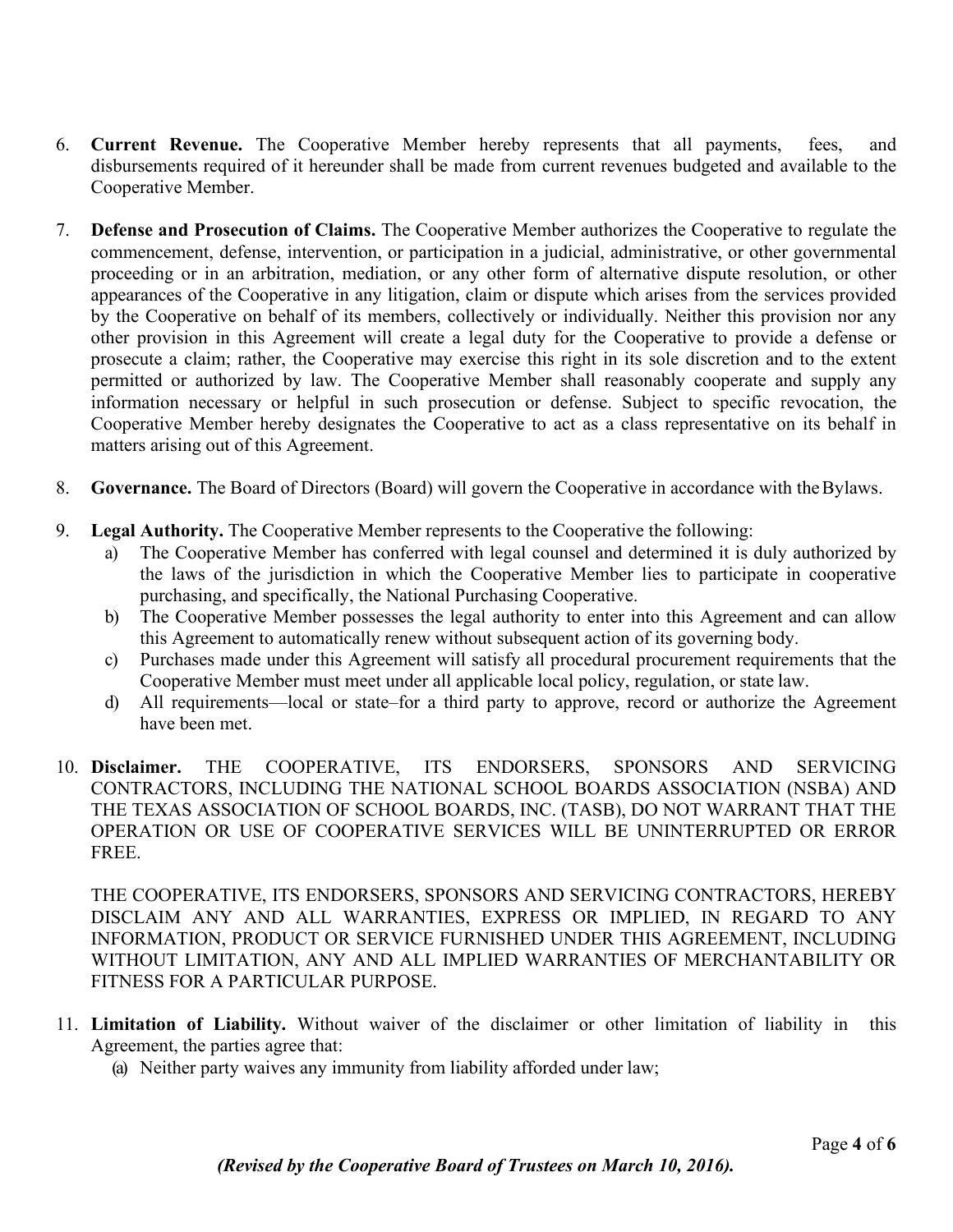6. **Current Revenue.** The Cooperative Member hereby represents that all payments, fees, and disbursements required of it hereunder shall be made from current revenues budgeted and available to the Cooperative Member.

7. **Defense and Prosecution of Claims.** The Cooperative Member authorizes the Cooperative to regulate the commencement, defense, intervention, or participation in a judicial, administrative, or other governmental proceeding or in an arbitration, mediation, or any other form of alternative dispute resolution, or other appearances of the Cooperative in any litigation, claim or dispute which arises from the services provided by the Cooperative on behalf of its members, collectively or individually. Neither this provision nor any other provision in this Agreement will create a legal duty for the Cooperative to provide a defense or prosecute a claim; rather, the Cooperative may exercise this right in its sole discretion and to the extent permitted or authorized by law. The Cooperative Member shall reasonably cooperate and supply any information necessary or helpful in such prosecution or defense. Subject to specific revocation, the Cooperative Member hereby designates the Cooperative to act as a class representative on its behalf in matters arising out of this Agreement.

8. **Governance.** The Board of Directors (Board) will govern the Cooperative in accordance with the Bylaws.

9. **Legal Authority.** The Cooperative Member represents to the Cooperative the following:
   a) The Cooperative Member has conferred with legal counsel and determined it is duly authorized by the laws of the jurisdiction in which the Cooperative Member lies to participate in cooperative purchasing, and specifically, the National Purchasing Cooperative.
   b) The Cooperative Member possesses the legal authority to enter into this Agreement and can allow this Agreement to automatically renew without subsequent action of its governing body.
   c) Purchases made under this Agreement will satisfy all procedural procurement requirements that the Cooperative Member must meet under all applicable local policy, regulation, or state law.
   d) All requirements—local or state–for a third party to approve, record or authorize the Agreement have been met.

10. **Disclaimer.** THE COOPERATIVE, ITS ENDORSERS, SPONSORS AND SERVICING CONTRACTORS, INCLUDING THE NATIONAL SCHOOL BOARDS ASSOCIATION (NSBA) AND THE TEXAS ASSOCIATION OF SCHOOL BOARDS, INC. (TASB), DO NOT WARRANT THAT THE OPERATION OR USE OF COOPERATIVE SERVICES WILL BE UNINTERRUPTED OR ERROR FREE.

    THE COOPERATIVE, ITS ENDORSERS, SPONSORS AND SERVICING CONTRACTORS, HEREBY DISCLAIM ANY AND ALL WARRANTIES, EXPRESS OR IMPLIED, IN REGARD TO ANY INFORMATION, PRODUCT OR SERVICE FURNISHED UNDER THIS AGREEMENT, INCLUDING WITHOUT LIMITATION, ANY AND ALL IMPLIED WARRANTIES OF MERCHANTABILITY OR FITNESS FOR A PARTICULAR PURPOSE.

11. **Limitation of Liability.** Without waiver of the disclaimer or other limitation of liability in this Agreement, the parties agree that:
    (a) Neither party waives any immunity from liability afforded under law;

***(Revised by the Cooperative Board of Trustees on March 10, 2016).***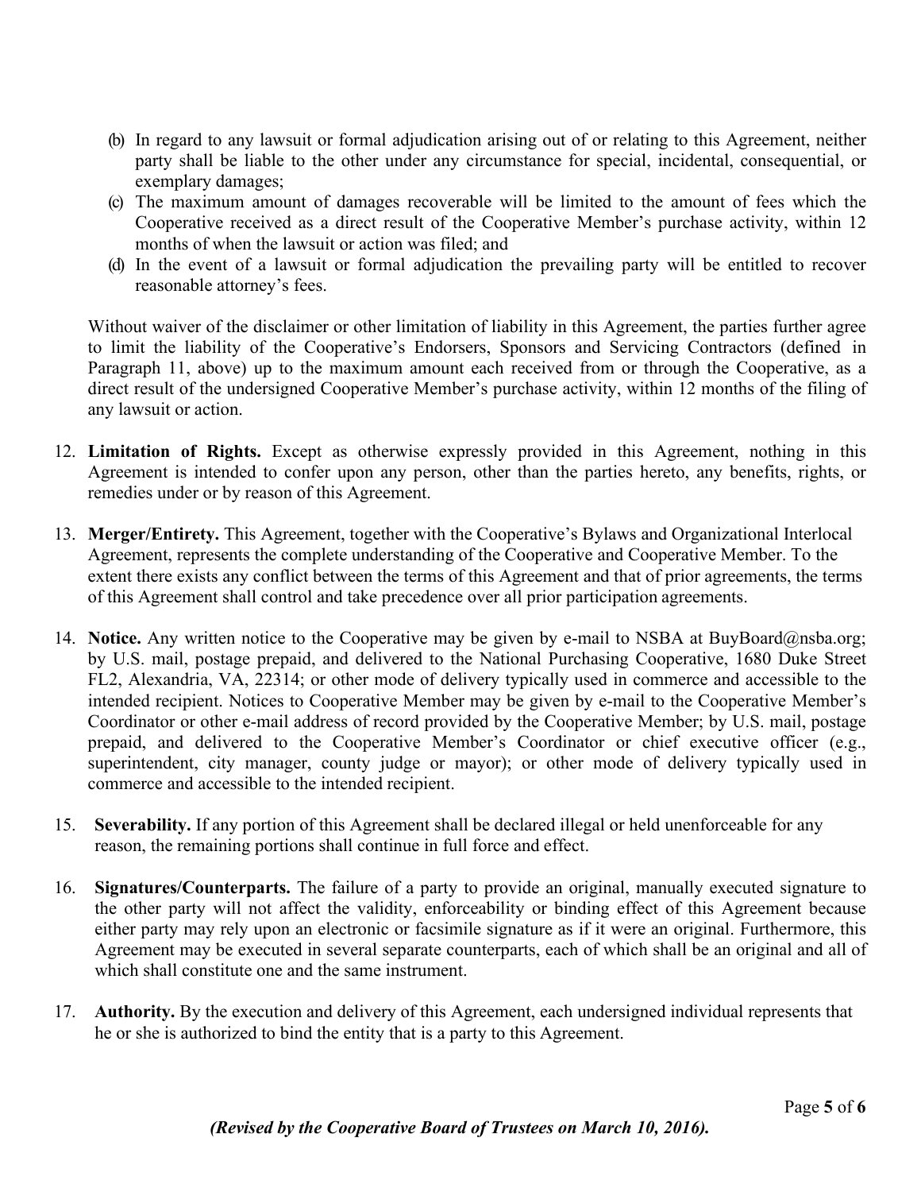(b) In regard to any lawsuit or formal adjudication arising out of or relating to this Agreement, neither party shall be liable to the other under any circumstance for special, incidental, consequential, or exemplary damages;

(c) The maximum amount of damages recoverable will be limited to the amount of fees which the Cooperative received as a direct result of the Cooperative Member's purchase activity, within 12 months of when the lawsuit or action was filed; and

(d) In the event of a lawsuit or formal adjudication the prevailing party will be entitled to recover reasonable attorney's fees.

Without waiver of the disclaimer or other limitation of liability in this Agreement, the parties further agree to limit the liability of the Cooperative's Endorsers, Sponsors and Servicing Contractors (defined in Paragraph 11, above) up to the maximum amount each received from or through the Cooperative, as a direct result of the undersigned Cooperative Member's purchase activity, within 12 months of the filing of any lawsuit or action.

12. **Limitation of Rights.** Except as otherwise expressly provided in this Agreement, nothing in this Agreement is intended to confer upon any person, other than the parties hereto, any benefits, rights, or remedies under or by reason of this Agreement.

13. **Merger/Entirety.** This Agreement, together with the Cooperative's Bylaws and Organizational Interlocal Agreement, represents the complete understanding of the Cooperative and Cooperative Member. To the extent there exists any conflict between the terms of this Agreement and that of prior agreements, the terms of this Agreement shall control and take precedence over all prior participation agreements.

14. **Notice.** Any written notice to the Cooperative may be given by e-mail to NSBA at BuyBoard@nsba.org; by U.S. mail, postage prepaid, and delivered to the National Purchasing Cooperative, 1680 Duke Street FL2, Alexandria, VA, 22314; or other mode of delivery typically used in commerce and accessible to the intended recipient. Notices to Cooperative Member may be given by e-mail to the Cooperative Member's Coordinator or other e-mail address of record provided by the Cooperative Member; by U.S. mail, postage prepaid, and delivered to the Cooperative Member's Coordinator or chief executive officer (e.g., superintendent, city manager, county judge or mayor); or other mode of delivery typically used in commerce and accessible to the intended recipient.

15. **Severability.** If any portion of this Agreement shall be declared illegal or held unenforceable for any reason, the remaining portions shall continue in full force and effect.

16. **Signatures/Counterparts.** The failure of a party to provide an original, manually executed signature to the other party will not affect the validity, enforceability or binding effect of this Agreement because either party may rely upon an electronic or facsimile signature as if it were an original. Furthermore, this Agreement may be executed in several separate counterparts, each of which shall be an original and all of which shall constitute one and the same instrument.

17. **Authority.** By the execution and delivery of this Agreement, each undersigned individual represents that he or she is authorized to bind the entity that is a party to this Agreement.

***(Revised by the Cooperative Board of Trustees on March 10, 2016).***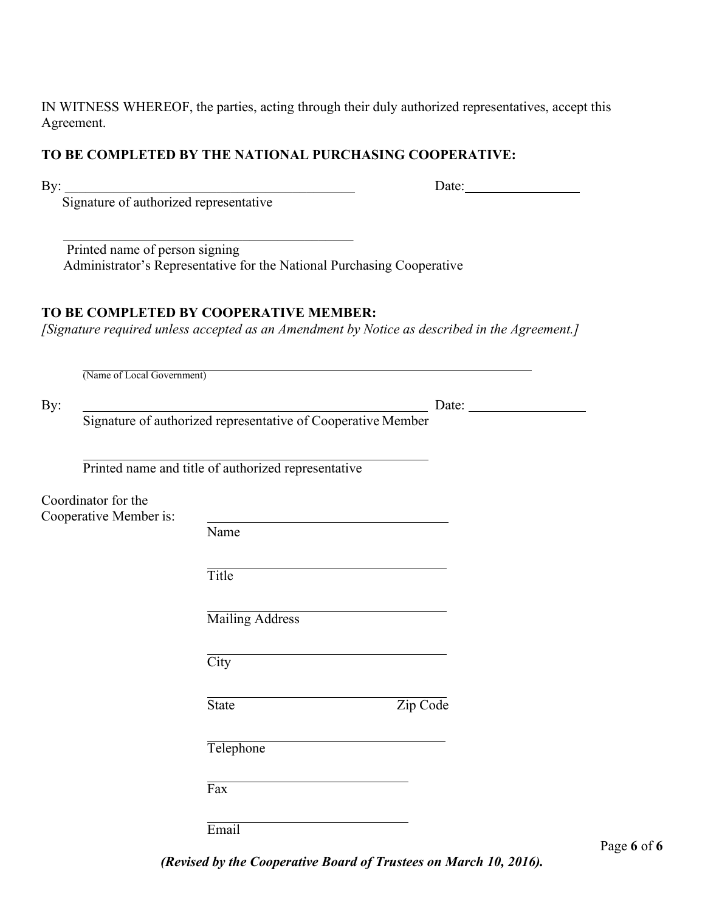IN WITNESS WHEREOF, the parties, acting through their duly authorized representatives, accept this Agreement.

**TO BE COMPLETED BY THE NATIONAL PURCHASING COOPERATIVE:**

By: \_\_\_\_\_\_\_\_\_\_\_\_\_\_\_\_\_\_\_\_\_\_\_\_\_\_\_\_\_\_\_\_\_\_\_\_\_\_\_\_ Date: \_\_\_\_\_\_\_\_\_\_\_\_\_\_\_\_
Signature of authorized representative

\_\_\_\_\_\_\_\_\_\_\_\_\_\_\_\_\_\_\_\_\_\_\_\_\_\_\_\_\_\_\_\_\_\_\_\_\_\_\_\_
Printed name of person signing
Administrator's Representative for the National Purchasing Cooperative

**TO BE COMPLETED BY COOPERATIVE MEMBER:**

*[Signature required unless accepted as an Amendment by Notice as described in the Agreement.]*

\_\_\_\_\_\_\_\_\_\_\_\_\_\_\_\_\_\_\_\_\_\_\_\_\_\_\_\_\_\_\_\_\_\_\_\_\_\_\_\_\_\_\_\_\_\_\_\_\_\_\_\_\_\_\_\_\_\_
(Name of Local Government)

By: \_\_\_\_\_\_\_\_\_\_\_\_\_\_\_\_\_\_\_\_\_\_\_\_\_\_\_\_\_\_\_\_\_\_\_\_\_\_\_\_\_\_\_\_\_\_\_\_ Date: \_\_\_\_\_\_\_\_\_\_\_\_\_\_\_\_
Signature of authorized representative of Cooperative Member

\_\_\_\_\_\_\_\_\_\_\_\_\_\_\_\_\_\_\_\_\_\_\_\_\_\_\_\_\_\_\_\_\_\_\_\_\_\_\_\_\_\_\_\_\_\_\_\_
Printed name and title of authorized representative

Coordinator for the Cooperative Member is:

\_\_\_\_\_\_\_\_\_\_\_\_\_\_\_\_\_\_\_\_\_\_\_\_\_\_\_\_\_\_\_\_\_\_\_\_
Name

\_\_\_\_\_\_\_\_\_\_\_\_\_\_\_\_\_\_\_\_\_\_\_\_\_\_\_\_\_\_\_\_\_\_\_\_
Title

\_\_\_\_\_\_\_\_\_\_\_\_\_\_\_\_\_\_\_\_\_\_\_\_\_\_\_\_\_\_\_\_\_\_\_\_
Mailing Address

\_\_\_\_\_\_\_\_\_\_\_\_\_\_\_\_\_\_\_\_\_\_\_\_\_\_\_\_\_\_\_\_\_\_\_\_
City

\_\_\_\_\_\_\_\_\_\_\_\_\_\_\_\_\_\_\_\_\_\_\_\_\_\_\_\_\_\_\_\_\_\_\_\_
State Zip Code

\_\_\_\_\_\_\_\_\_\_\_\_\_\_\_\_\_\_\_\_\_\_\_\_\_\_\_\_\_\_\_\_\_\_\_\_
Telephone

\_\_\_\_\_\_\_\_\_\_\_\_\_\_\_\_\_\_\_\_\_\_\_\_\_\_\_\_\_\_
Fax

\_\_\_\_\_\_\_\_\_\_\_\_\_\_\_\_\_\_\_\_\_\_\_\_\_\_\_\_\_\_
Email

***(Revised by the Cooperative Board of Trustees on March 10, 2016).***